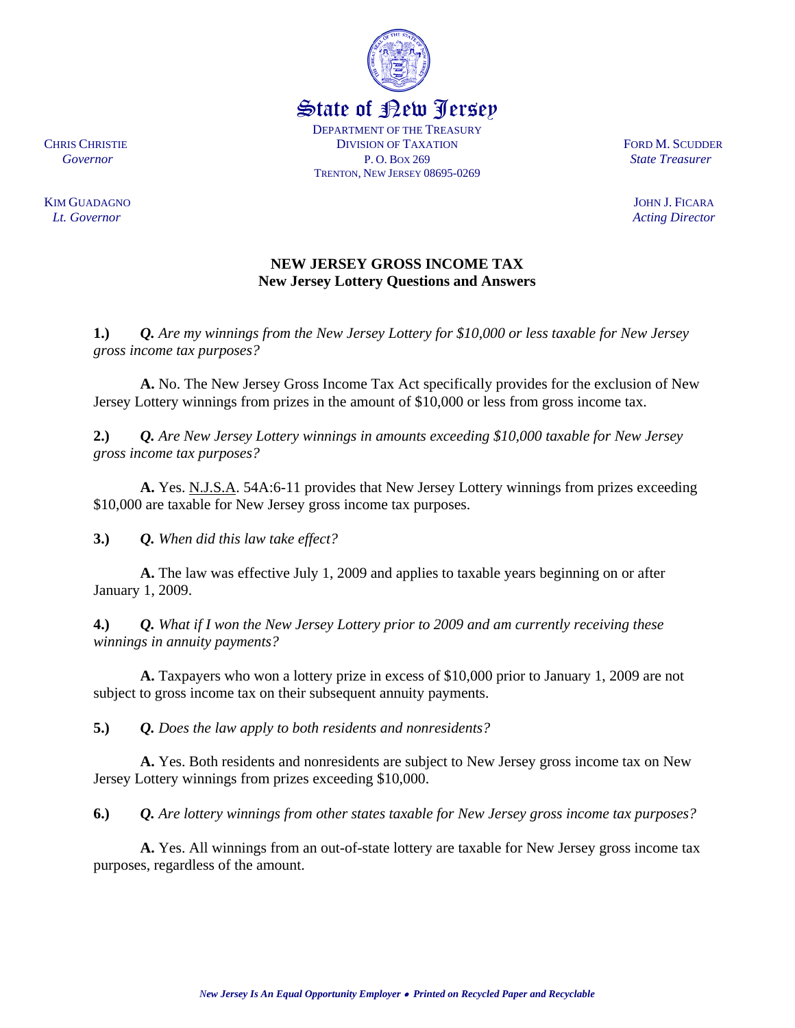State of New Jersey

DEPARTMENT OF THE TREASURY
DIVISION OF TAXATION
P. O. BOX 269
TRENTON, NEW JERSEY 08695-0269

CHRIS CHRISTIE
*Governor*

KIM GUADAGNO
*Lt. Governor*

FORD M. SCUDDER
*State Treasurer*

JOHN J. FICARA
*Acting Director*

## NEW JERSEY GROSS INCOME TAX
### New Jersey Lottery Questions and Answers

**1.)** ***Q.*** *Are my winnings from the New Jersey Lottery for $10,000 or less taxable for New Jersey gross income tax purposes?*

**A.** No. The New Jersey Gross Income Tax Act specifically provides for the exclusion of New Jersey Lottery winnings from prizes in the amount of $10,000 or less from gross income tax.

**2.)** ***Q.*** *Are New Jersey Lottery winnings in amounts exceeding $10,000 taxable for New Jersey gross income tax purposes?*

**A.** Yes. N.J.S.A. 54A:6-11 provides that New Jersey Lottery winnings from prizes exceeding $10,000 are taxable for New Jersey gross income tax purposes.

**3.)** ***Q.*** *When did this law take effect?*

**A.** The law was effective July 1, 2009 and applies to taxable years beginning on or after January 1, 2009.

**4.)** ***Q.*** *What if I won the New Jersey Lottery prior to 2009 and am currently receiving these winnings in annuity payments?*

**A.** Taxpayers who won a lottery prize in excess of $10,000 prior to January 1, 2009 are not subject to gross income tax on their subsequent annuity payments.

**5.)** ***Q.*** *Does the law apply to both residents and nonresidents?*

**A.** Yes. Both residents and nonresidents are subject to New Jersey gross income tax on New Jersey Lottery winnings from prizes exceeding $10,000.

**6.)** ***Q.*** *Are lottery winnings from other states taxable for New Jersey gross income tax purposes?*

**A.** Yes. All winnings from an out-of-state lottery are taxable for New Jersey gross income tax purposes, regardless of the amount.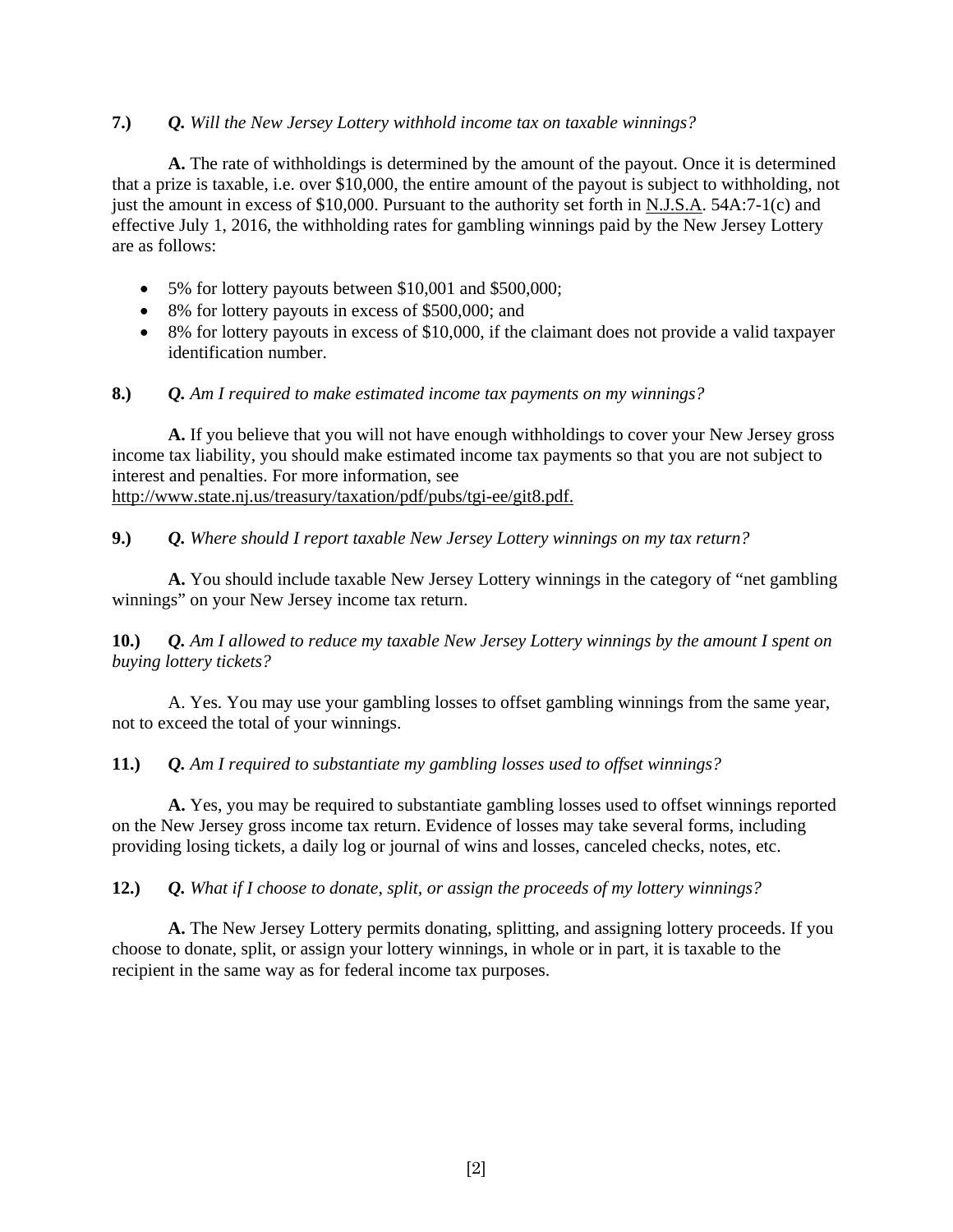**7.)** ***Q.*** *Will the New Jersey Lottery withhold income tax on taxable winnings?*

**A.** The rate of withholdings is determined by the amount of the payout. Once it is determined that a prize is taxable, i.e. over $10,000, the entire amount of the payout is subject to withholding, not just the amount in excess of $10,000. Pursuant to the authority set forth in N.J.S.A. 54A:7-1(c) and effective July 1, 2016, the withholding rates for gambling winnings paid by the New Jersey Lottery are as follows:

- 5% for lottery payouts between $10,001 and $500,000;
- 8% for lottery payouts in excess of $500,000; and
- 8% for lottery payouts in excess of $10,000, if the claimant does not provide a valid taxpayer identification number.

**8.)** ***Q.*** *Am I required to make estimated income tax payments on my winnings?*

**A.** If you believe that you will not have enough withholdings to cover your New Jersey gross income tax liability, you should make estimated income tax payments so that you are not subject to interest and penalties. For more information, see http://www.state.nj.us/treasury/taxation/pdf/pubs/tgi-ee/git8.pdf.

**9.)** ***Q.*** *Where should I report taxable New Jersey Lottery winnings on my tax return?*

**A.** You should include taxable New Jersey Lottery winnings in the category of "net gambling winnings" on your New Jersey income tax return.

**10.)** ***Q.*** *Am I allowed to reduce my taxable New Jersey Lottery winnings by the amount I spent on buying lottery tickets?*

A. Yes. You may use your gambling losses to offset gambling winnings from the same year, not to exceed the total of your winnings.

**11.)** ***Q.*** *Am I required to substantiate my gambling losses used to offset winnings?*

**A.** Yes, you may be required to substantiate gambling losses used to offset winnings reported on the New Jersey gross income tax return. Evidence of losses may take several forms, including providing losing tickets, a daily log or journal of wins and losses, canceled checks, notes, etc.

**12.)** ***Q.*** *What if I choose to donate, split, or assign the proceeds of my lottery winnings?*

**A.** The New Jersey Lottery permits donating, splitting, and assigning lottery proceeds. If you choose to donate, split, or assign your lottery winnings, in whole or in part, it is taxable to the recipient in the same way as for federal income tax purposes.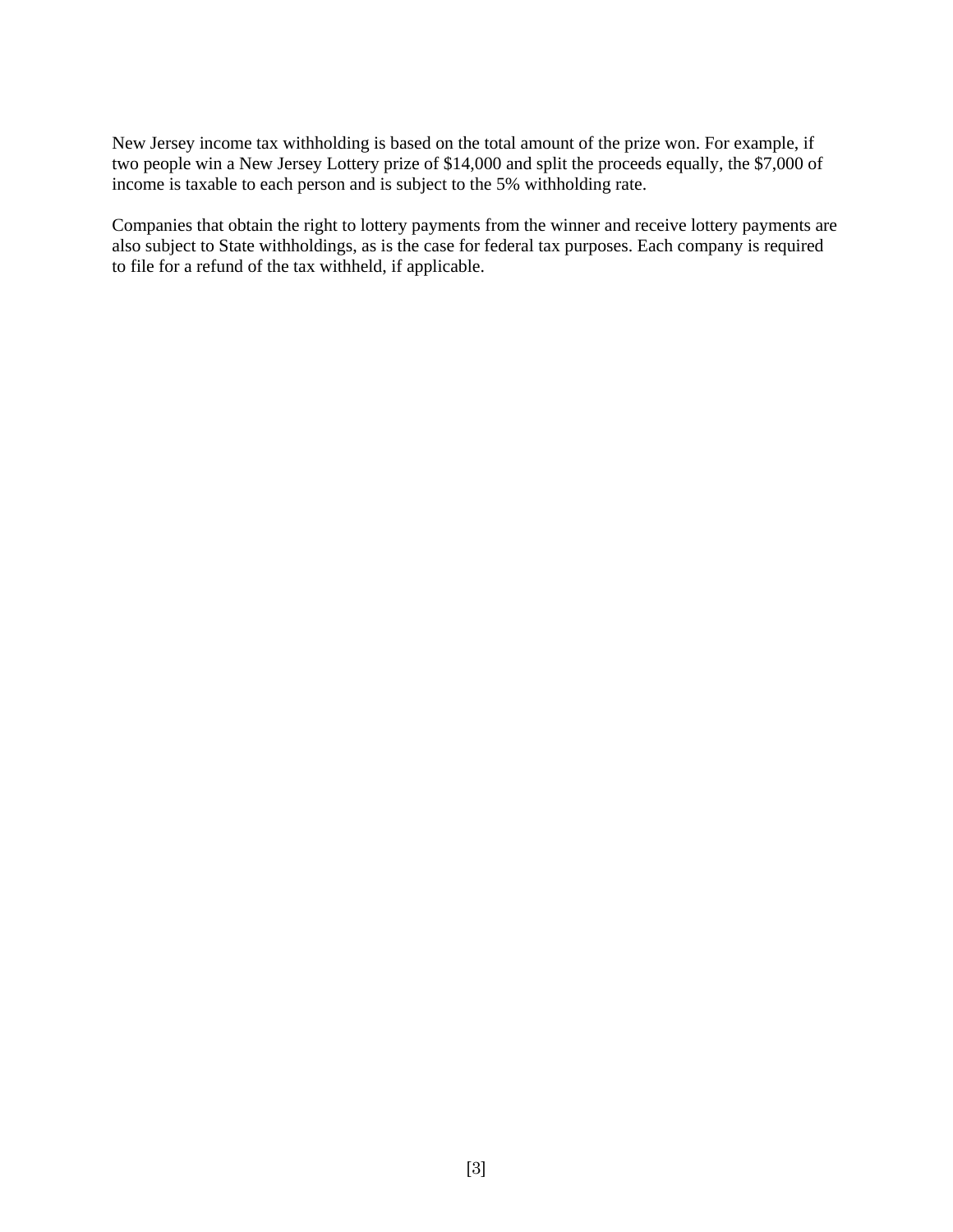New Jersey income tax withholding is based on the total amount of the prize won. For example, if two people win a New Jersey Lottery prize of $14,000 and split the proceeds equally, the $7,000 of income is taxable to each person and is subject to the 5% withholding rate.

Companies that obtain the right to lottery payments from the winner and receive lottery payments are also subject to State withholdings, as is the case for federal tax purposes. Each company is required to file for a refund of the tax withheld, if applicable.